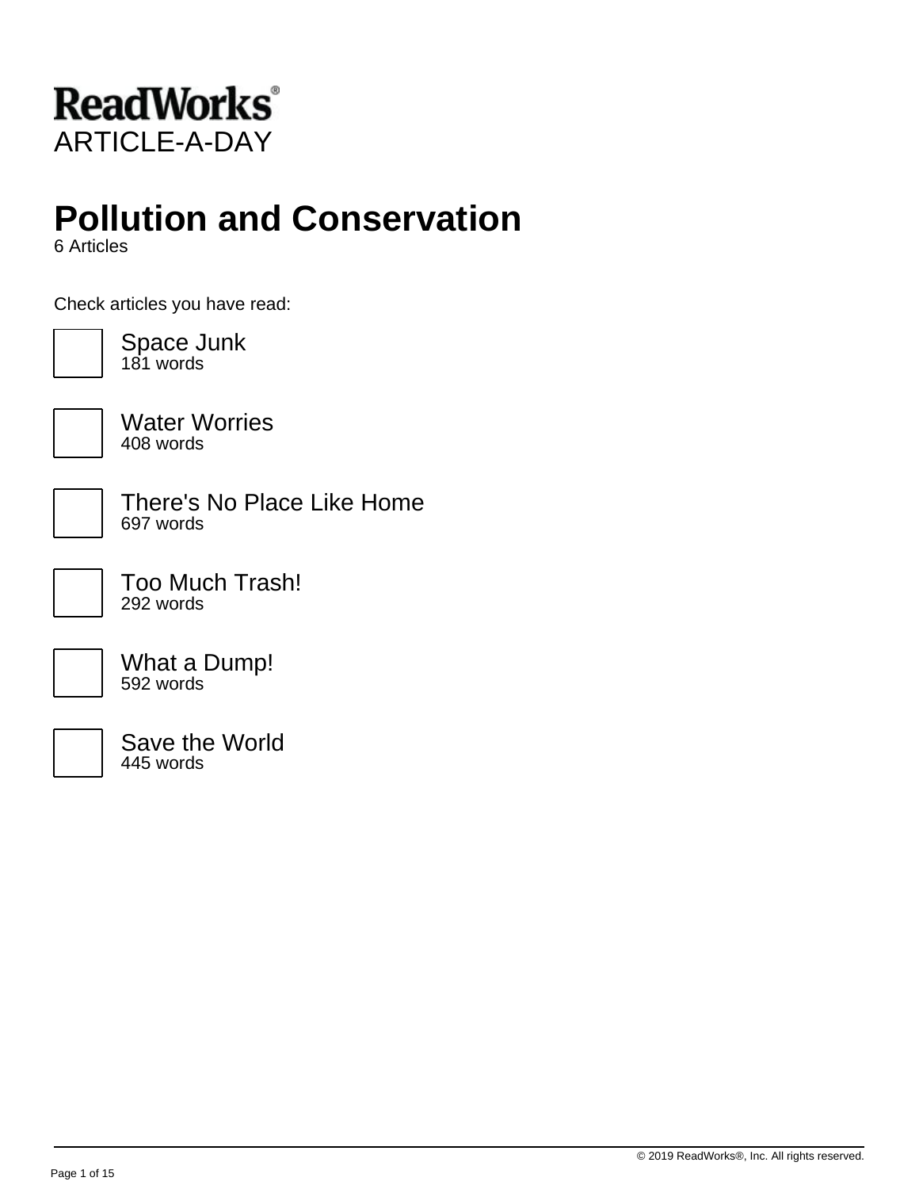**ReadWorks®**
ARTICLE-A-DAY

# Pollution and Conservation

6 Articles

Check articles you have read:

- [ ] Space Junk
  181 words
- [ ] Water Worries
  408 words
- [ ] There's No Place Like Home
  697 words
- [ ] Too Much Trash!
  292 words
- [ ] What a Dump!
  592 words
- [ ] Save the World
  445 words

© 2019 ReadWorks®, Inc. All rights reserved.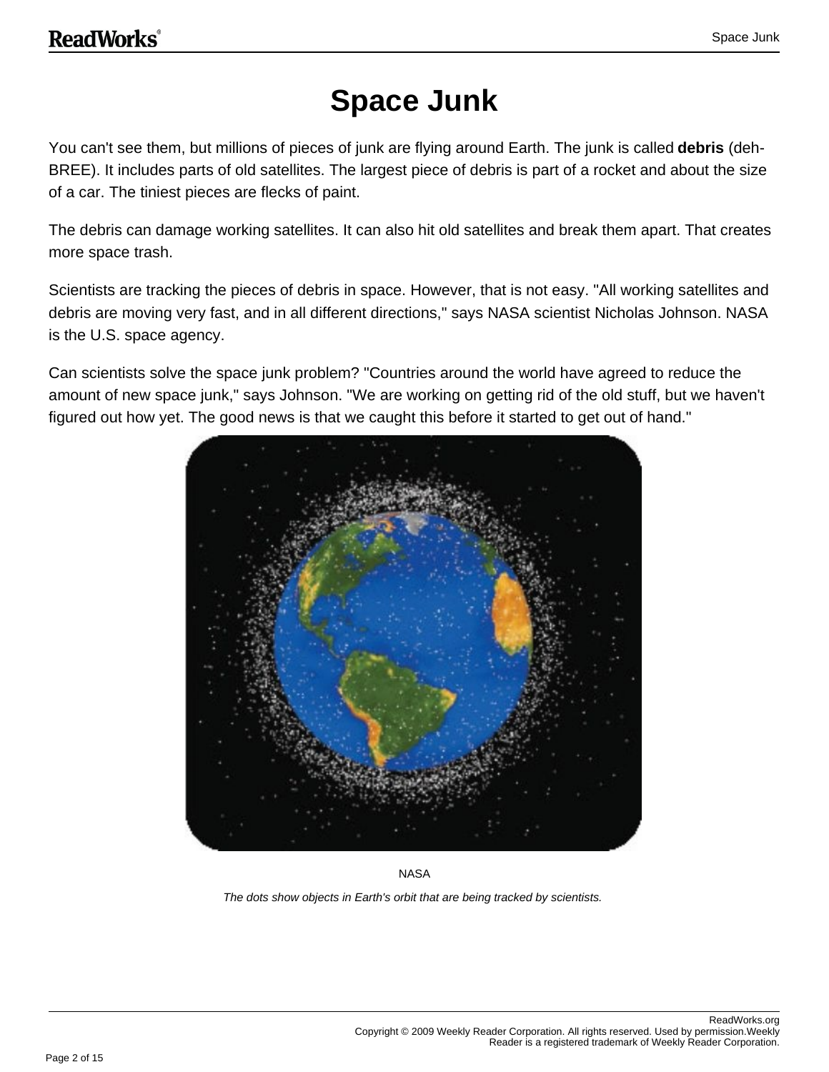# Space Junk

You can't see them, but millions of pieces of junk are flying around Earth. The junk is called **debris** (deh-BREE). It includes parts of old satellites. The largest piece of debris is part of a rocket and about the size of a car. The tiniest pieces are flecks of paint.

The debris can damage working satellites. It can also hit old satellites and break them apart. That creates more space trash.

Scientists are tracking the pieces of debris in space. However, that is not easy. "All working satellites and debris are moving very fast, and in all different directions," says NASA scientist Nicholas Johnson. NASA is the U.S. space agency.

Can scientists solve the space junk problem? "Countries around the world have agreed to reduce the amount of new space junk," says Johnson. "We are working on getting rid of the old stuff, but we haven't figured out how yet. The good news is that we caught this before it started to get out of hand."

NASA

*The dots show objects in Earth's orbit that are being tracked by scientists.*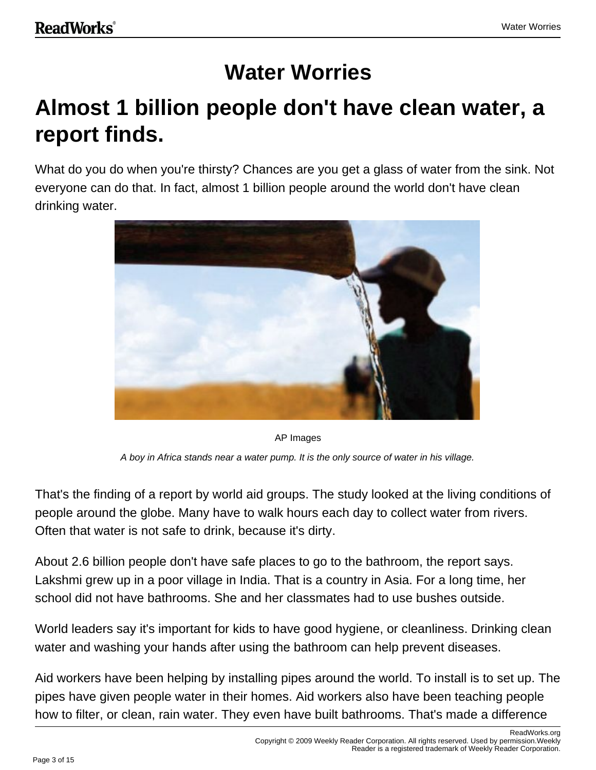# Water Worries

## Almost 1 billion people don't have clean water, a report finds.

What do you do when you're thirsty? Chances are you get a glass of water from the sink. Not everyone can do that. In fact, almost 1 billion people around the world don't have clean drinking water.

AP Images

*A boy in Africa stands near a water pump. It is the only source of water in his village.*

That's the finding of a report by world aid groups. The study looked at the living conditions of people around the globe. Many have to walk hours each day to collect water from rivers. Often that water is not safe to drink, because it's dirty.

About 2.6 billion people don't have safe places to go to the bathroom, the report says. Lakshmi grew up in a poor village in India. That is a country in Asia. For a long time, her school did not have bathrooms. She and her classmates had to use bushes outside.

World leaders say it's important for kids to have good hygiene, or cleanliness. Drinking clean water and washing your hands after using the bathroom can help prevent diseases.

Aid workers have been helping by installing pipes around the world. To install is to set up. The pipes have given people water in their homes. Aid workers also have been teaching people how to filter, or clean, rain water. They even have built bathrooms. That's made a difference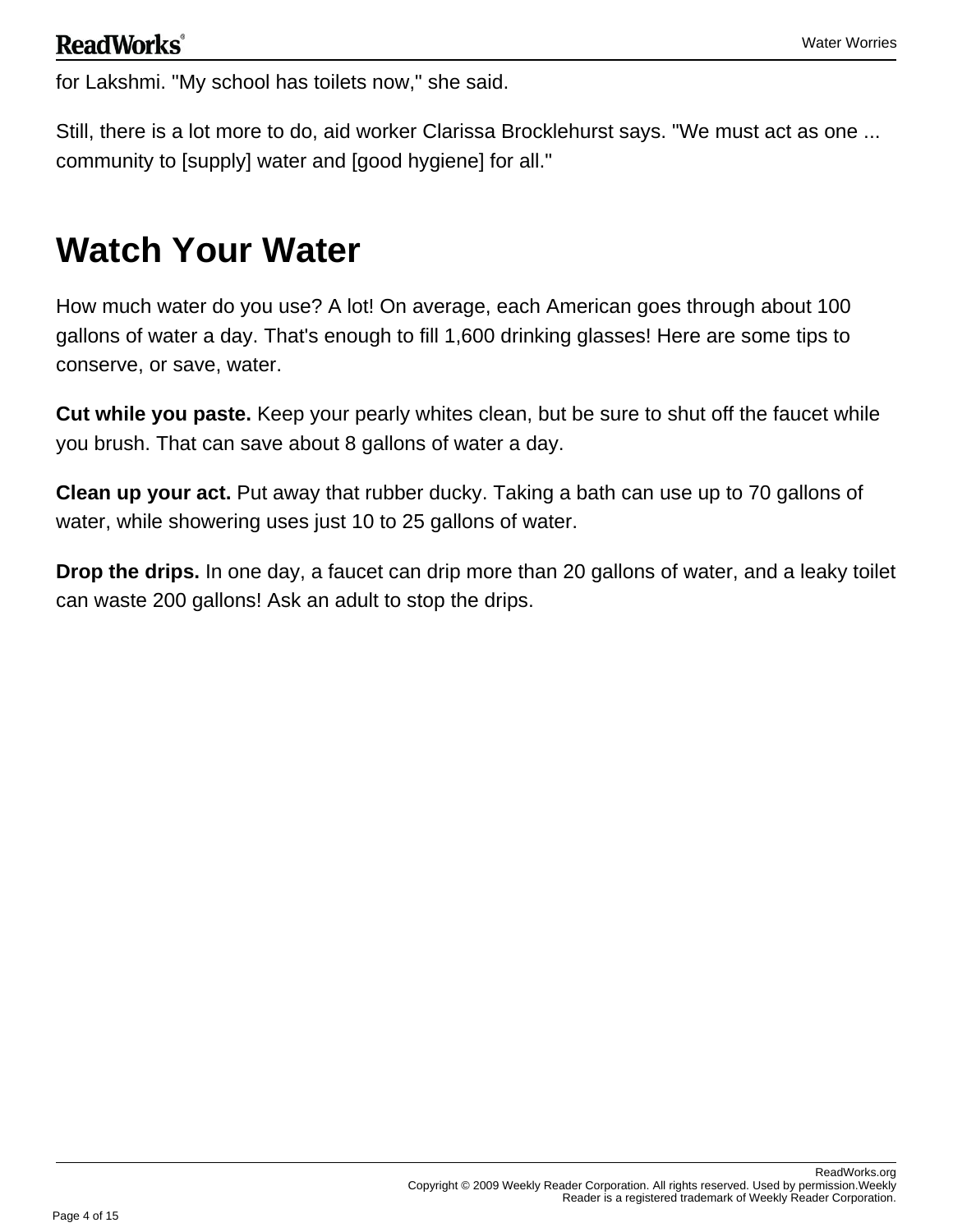for Lakshmi. "My school has toilets now," she said.

Still, there is a lot more to do, aid worker Clarissa Brocklehurst says. "We must act as one ... community to [supply] water and [good hygiene] for all."

# Watch Your Water

How much water do you use? A lot! On average, each American goes through about 100 gallons of water a day. That's enough to fill 1,600 drinking glasses! Here are some tips to conserve, or save, water.

**Cut while you paste.** Keep your pearly whites clean, but be sure to shut off the faucet while you brush. That can save about 8 gallons of water a day.

**Clean up your act.** Put away that rubber ducky. Taking a bath can use up to 70 gallons of water, while showering uses just 10 to 25 gallons of water.

**Drop the drips.** In one day, a faucet can drip more than 20 gallons of water, and a leaky toilet can waste 200 gallons! Ask an adult to stop the drips.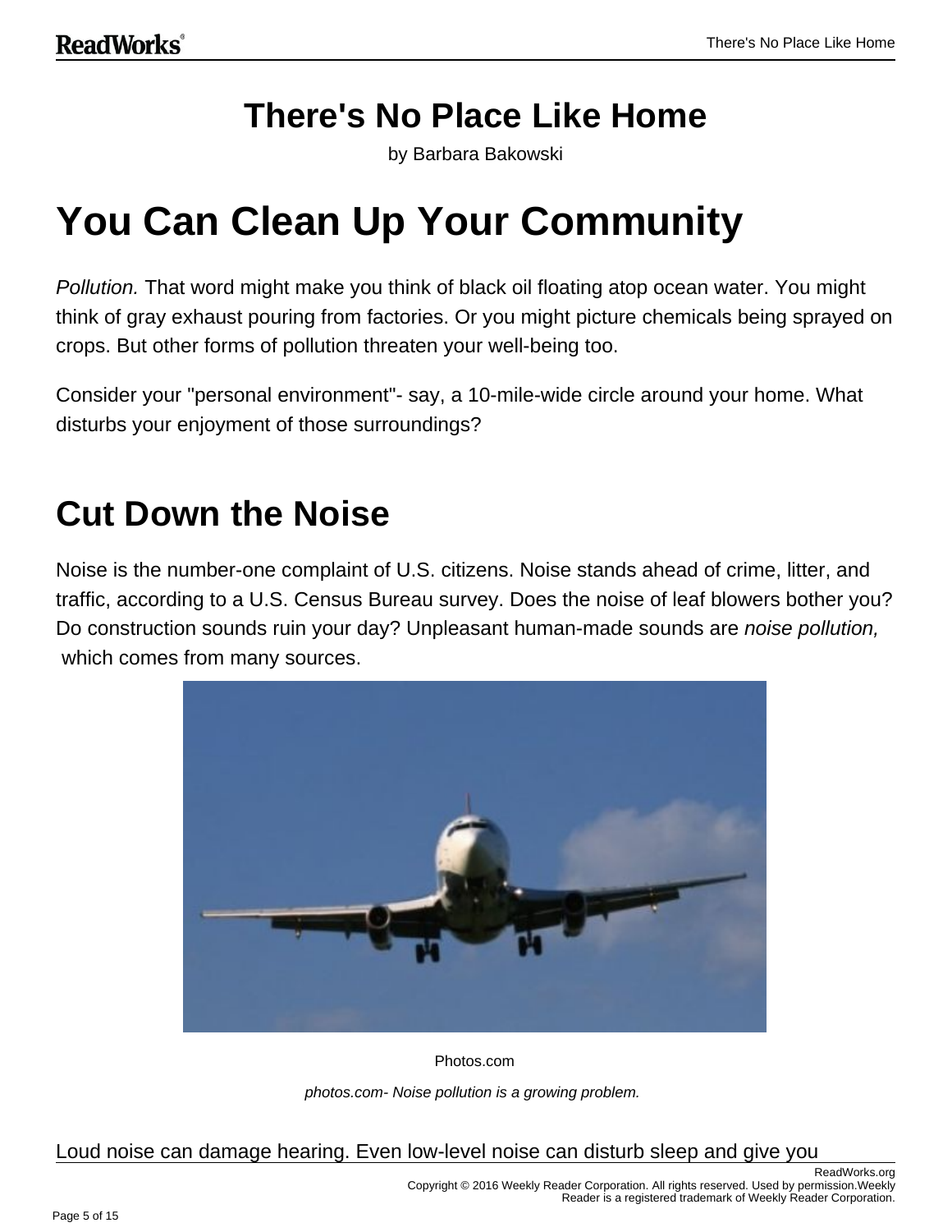# There's No Place Like Home

by Barbara Bakowski

# You Can Clean Up Your Community

*Pollution.* That word might make you think of black oil floating atop ocean water. You might think of gray exhaust pouring from factories. Or you might picture chemicals being sprayed on crops. But other forms of pollution threaten your well-being too.

Consider your "personal environment"- say, a 10-mile-wide circle around your home. What disturbs your enjoyment of those surroundings?

## Cut Down the Noise

Noise is the number-one complaint of U.S. citizens. Noise stands ahead of crime, litter, and traffic, according to a U.S. Census Bureau survey. Does the noise of leaf blowers bother you? Do construction sounds ruin your day? Unpleasant human-made sounds are *noise pollution,* which comes from many sources.

Photos.com

*photos.com- Noise pollution is a growing problem.*

Loud noise can damage hearing. Even low-level noise can disturb sleep and give you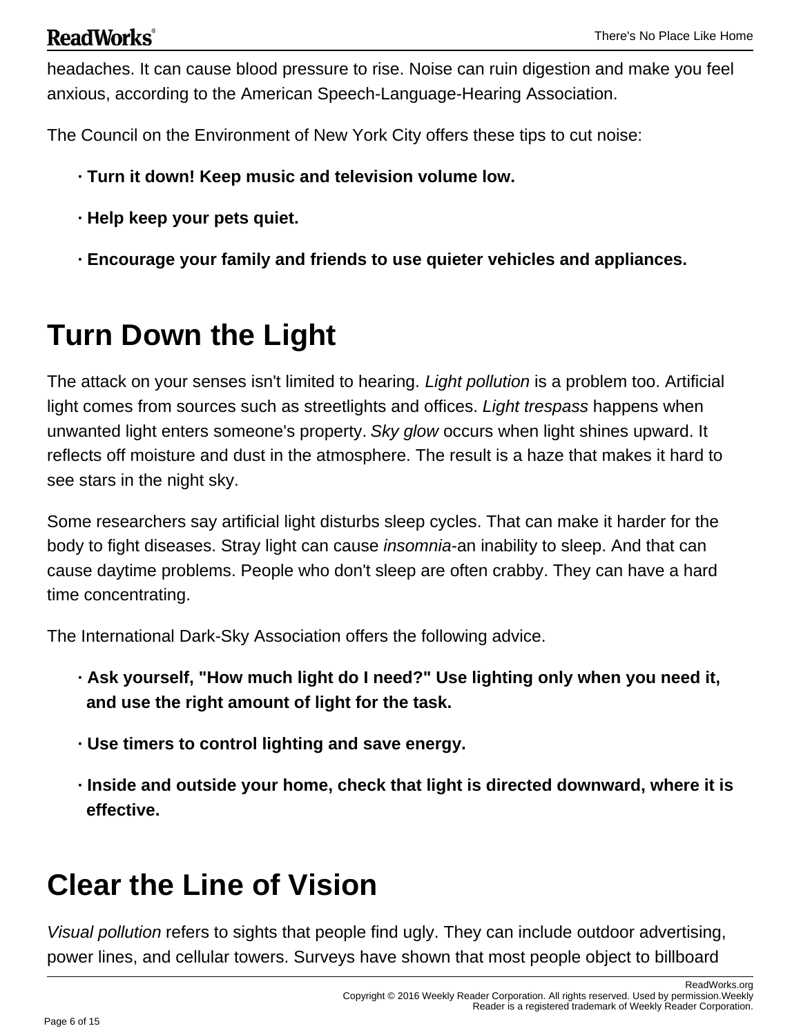headaches. It can cause blood pressure to rise. Noise can ruin digestion and make you feel anxious, according to the American Speech-Language-Hearing Association.

The Council on the Environment of New York City offers these tips to cut noise:

- **Turn it down! Keep music and television volume low.**
- **Help keep your pets quiet.**
- **Encourage your family and friends to use quieter vehicles and appliances.**

# Turn Down the Light

The attack on your senses isn't limited to hearing. *Light pollution* is a problem too. Artificial light comes from sources such as streetlights and offices. *Light trespass* happens when unwanted light enters someone's property. *Sky glow* occurs when light shines upward. It reflects off moisture and dust in the atmosphere. The result is a haze that makes it hard to see stars in the night sky.

Some researchers say artificial light disturbs sleep cycles. That can make it harder for the body to fight diseases. Stray light can cause *insomnia*-an inability to sleep. And that can cause daytime problems. People who don't sleep are often crabby. They can have a hard time concentrating.

The International Dark-Sky Association offers the following advice.

- **Ask yourself, "How much light do I need?" Use lighting only when you need it, and use the right amount of light for the task.**
- **Use timers to control lighting and save energy.**
- **Inside and outside your home, check that light is directed downward, where it is effective.**

# Clear the Line of Vision

*Visual pollution* refers to sights that people find ugly. They can include outdoor advertising, power lines, and cellular towers. Surveys have shown that most people object to billboard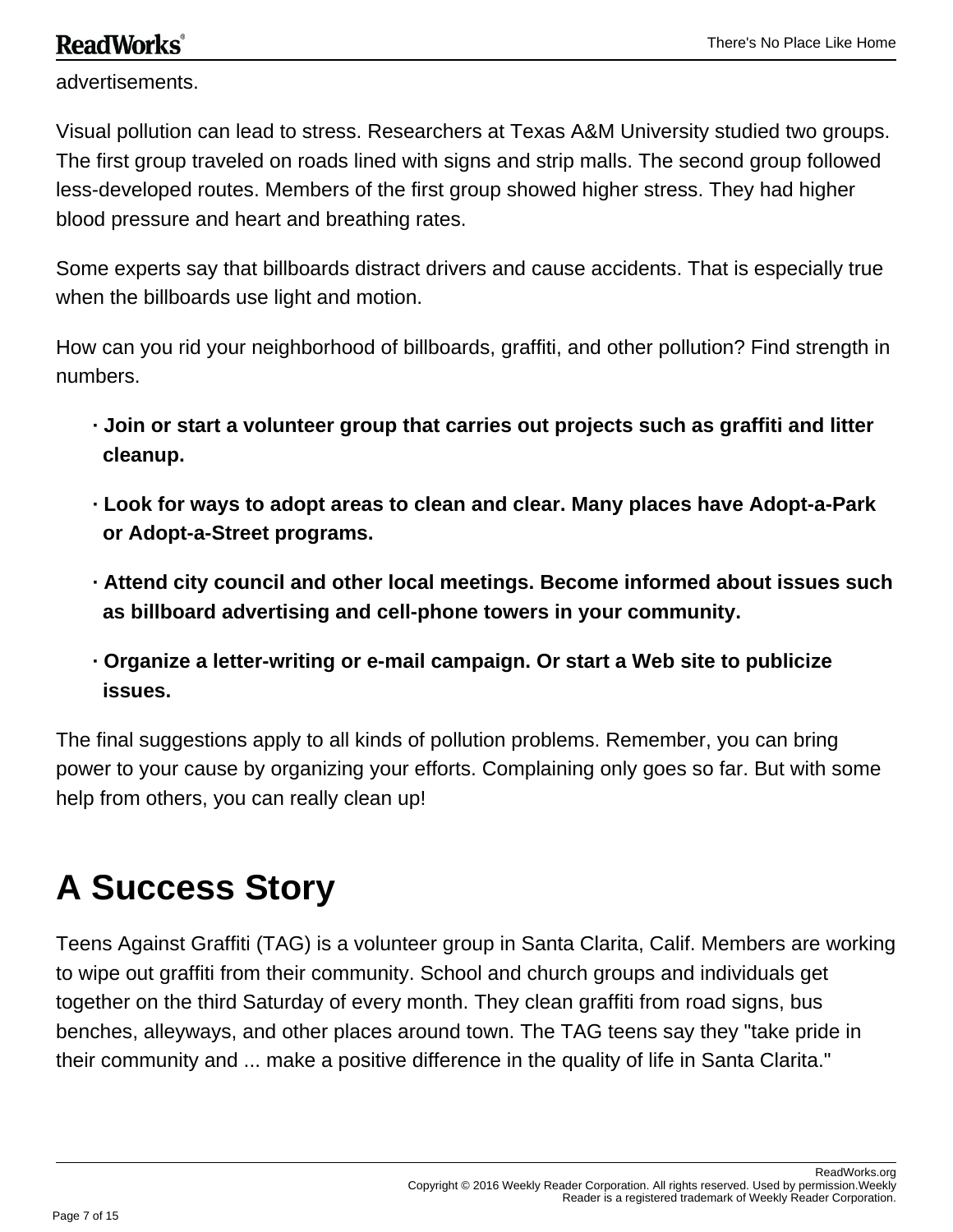advertisements.

Visual pollution can lead to stress. Researchers at Texas A&M University studied two groups. The first group traveled on roads lined with signs and strip malls. The second group followed less-developed routes. Members of the first group showed higher stress. They had higher blood pressure and heart and breathing rates.

Some experts say that billboards distract drivers and cause accidents. That is especially true when the billboards use light and motion.

How can you rid your neighborhood of billboards, graffiti, and other pollution? Find strength in numbers.

- **Join or start a volunteer group that carries out projects such as graffiti and litter cleanup.**
- **Look for ways to adopt areas to clean and clear. Many places have Adopt-a-Park or Adopt-a-Street programs.**
- **Attend city council and other local meetings. Become informed about issues such as billboard advertising and cell-phone towers in your community.**
- **Organize a letter-writing or e-mail campaign. Or start a Web site to publicize issues.**

The final suggestions apply to all kinds of pollution problems. Remember, you can bring power to your cause by organizing your efforts. Complaining only goes so far. But with some help from others, you can really clean up!

# A Success Story

Teens Against Graffiti (TAG) is a volunteer group in Santa Clarita, Calif. Members are working to wipe out graffiti from their community. School and church groups and individuals get together on the third Saturday of every month. They clean graffiti from road signs, bus benches, alleyways, and other places around town. The TAG teens say they "take pride in their community and ... make a positive difference in the quality of life in Santa Clarita."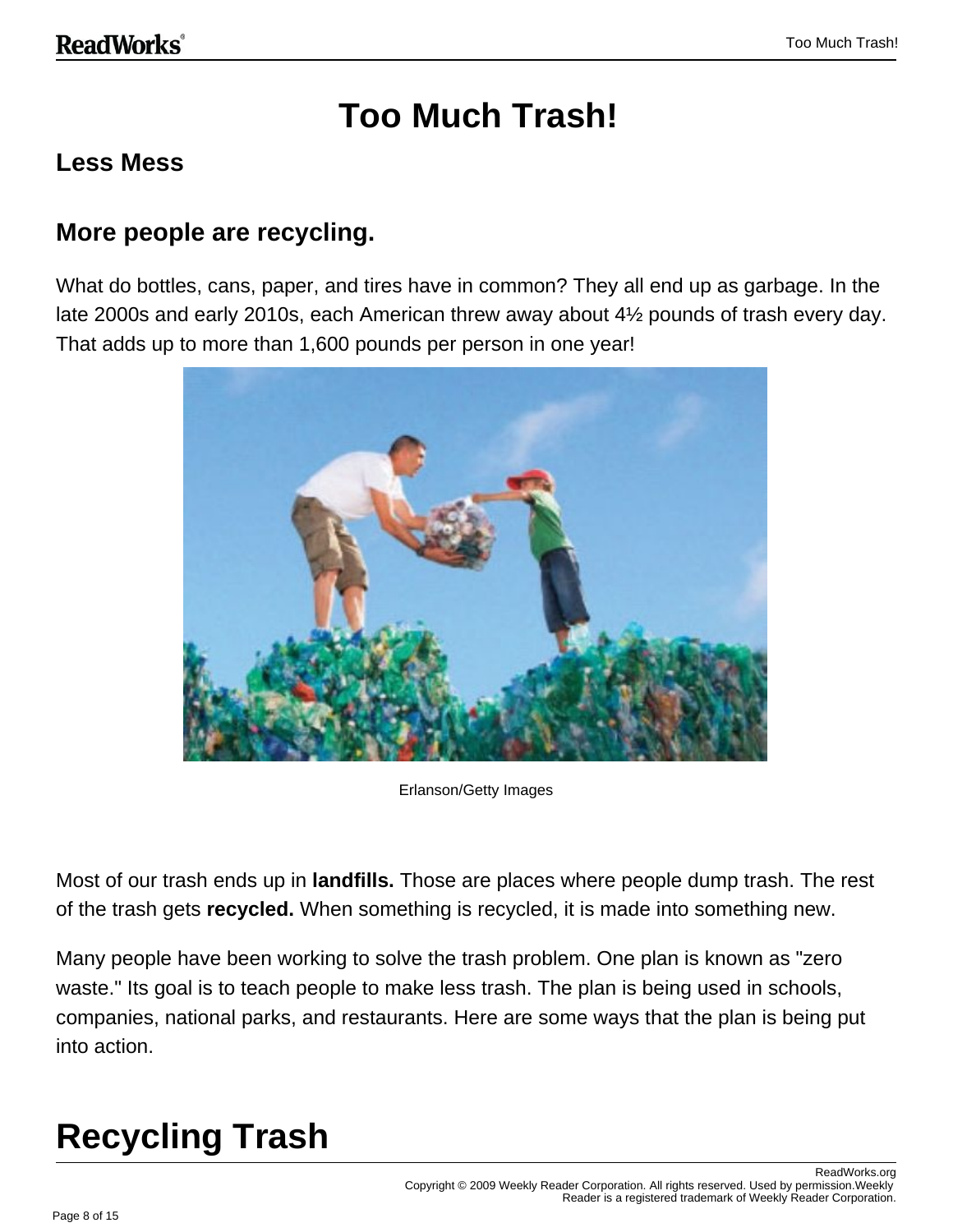# Too Much Trash!

## Less Mess

## More people are recycling.

What do bottles, cans, paper, and tires have in common? They all end up as garbage. In the late 2000s and early 2010s, each American threw away about 4½ pounds of trash every day. That adds up to more than 1,600 pounds per person in one year!

Erlanson/Getty Images

Most of our trash ends up in **landfills.** Those are places where people dump trash. The rest of the trash gets **recycled.** When something is recycled, it is made into something new.

Many people have been working to solve the trash problem. One plan is known as "zero waste." Its goal is to teach people to make less trash. The plan is being used in schools, companies, national parks, and restaurants. Here are some ways that the plan is being put into action.

# Recycling Trash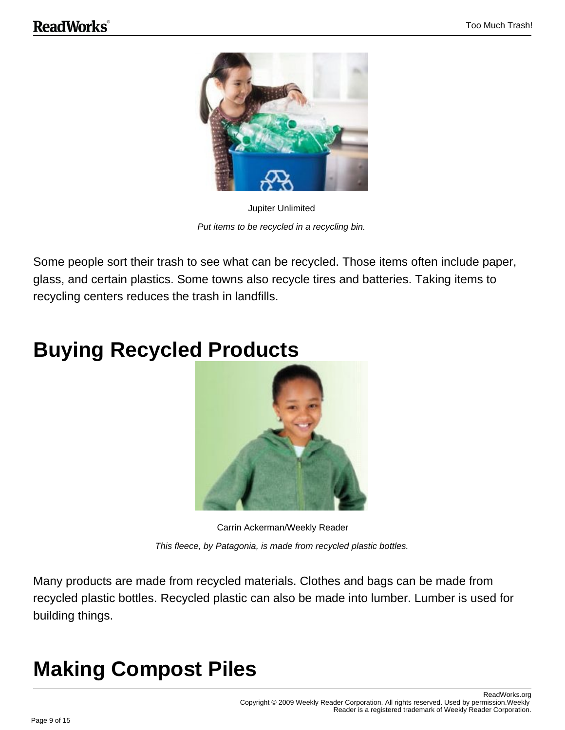Jupiter Unlimited

*Put items to be recycled in a recycling bin.*

Some people sort their trash to see what can be recycled. Those items often include paper, glass, and certain plastics. Some towns also recycle tires and batteries. Taking items to recycling centers reduces the trash in landfills.

# Buying Recycled Products

Carrin Ackerman/Weekly Reader

*This fleece, by Patagonia, is made from recycled plastic bottles.*

Many products are made from recycled materials. Clothes and bags can be made from recycled plastic bottles. Recycled plastic can also be made into lumber. Lumber is used for building things.

# Making Compost Piles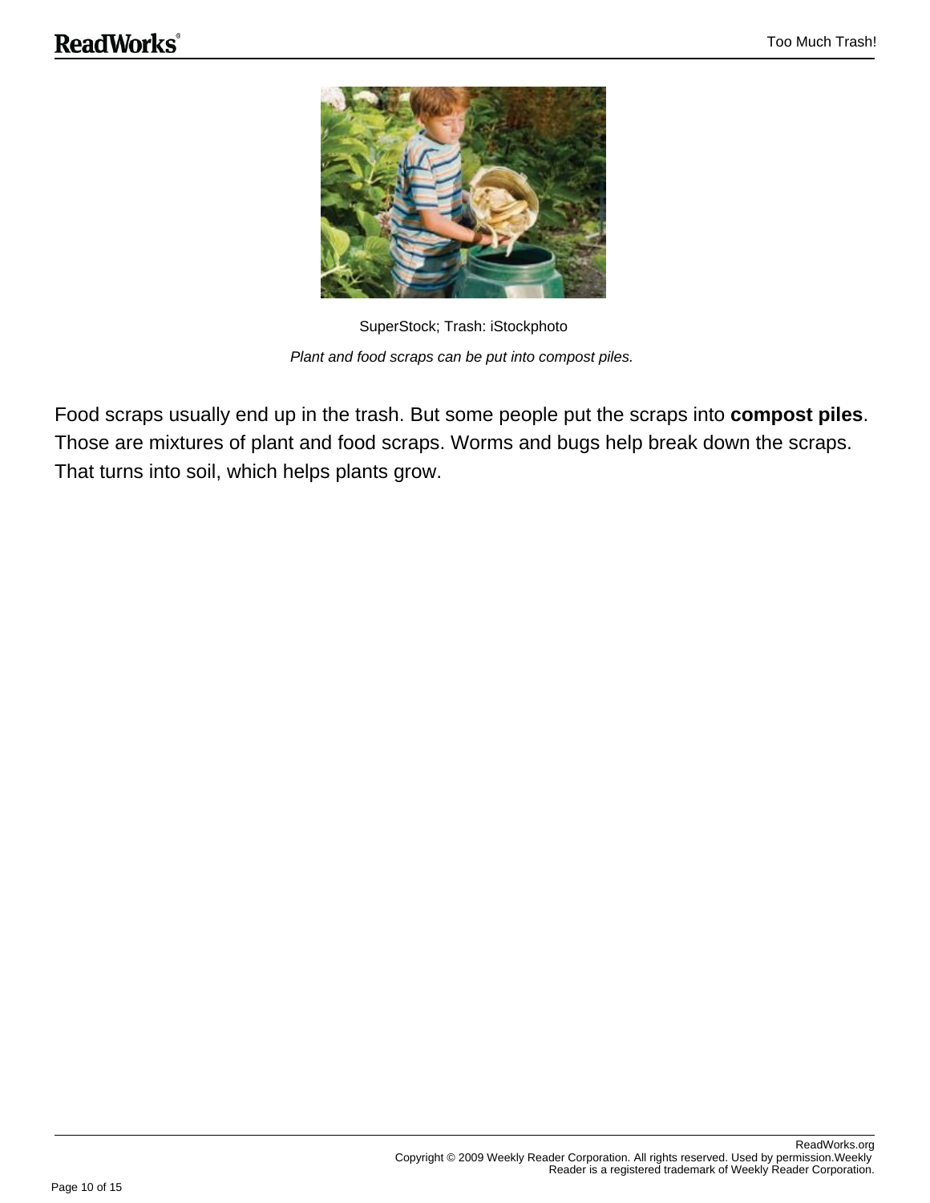SuperStock; Trash: iStockphoto

*Plant and food scraps can be put into compost piles.*

Food scraps usually end up in the trash. But some people put the scraps into **compost piles**. Those are mixtures of plant and food scraps. Worms and bugs help break down the scraps. That turns into soil, which helps plants grow.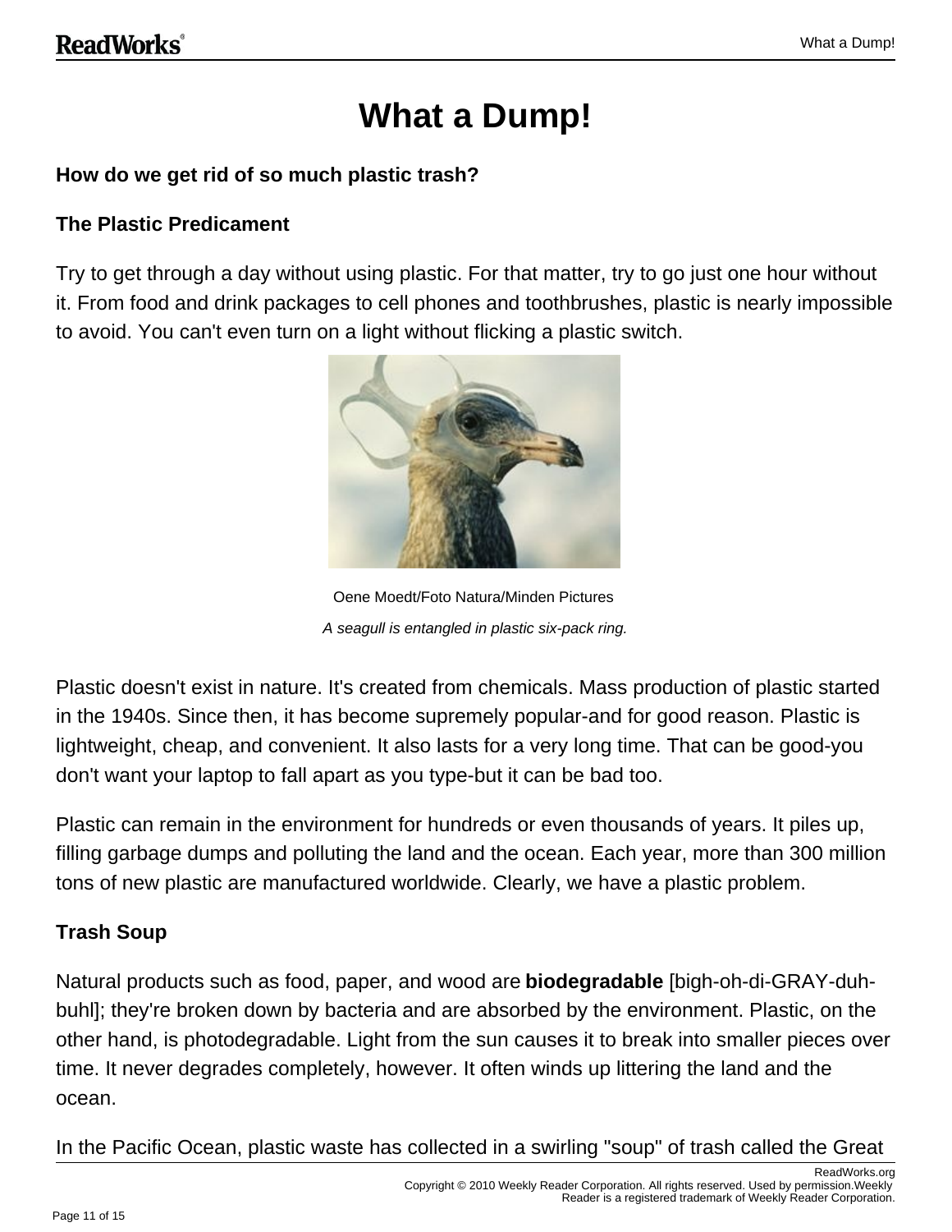# What a Dump!

**How do we get rid of so much plastic trash?**

**The Plastic Predicament**

Try to get through a day without using plastic. For that matter, try to go just one hour without it. From food and drink packages to cell phones and toothbrushes, plastic is nearly impossible to avoid. You can't even turn on a light without flicking a plastic switch.

Oene Moedt/Foto Natura/Minden Pictures

*A seagull is entangled in plastic six-pack ring.*

Plastic doesn't exist in nature. It's created from chemicals. Mass production of plastic started in the 1940s. Since then, it has become supremely popular-and for good reason. Plastic is lightweight, cheap, and convenient. It also lasts for a very long time. That can be good-you don't want your laptop to fall apart as you type-but it can be bad too.

Plastic can remain in the environment for hundreds or even thousands of years. It piles up, filling garbage dumps and polluting the land and the ocean. Each year, more than 300 million tons of new plastic are manufactured worldwide. Clearly, we have a plastic problem.

**Trash Soup**

Natural products such as food, paper, and wood are **biodegradable** [bigh-oh-di-GRAY-duh-buhl]; they're broken down by bacteria and are absorbed by the environment. Plastic, on the other hand, is photodegradable. Light from the sun causes it to break into smaller pieces over time. It never degrades completely, however. It often winds up littering the land and the ocean.

In the Pacific Ocean, plastic waste has collected in a swirling "soup" of trash called the Great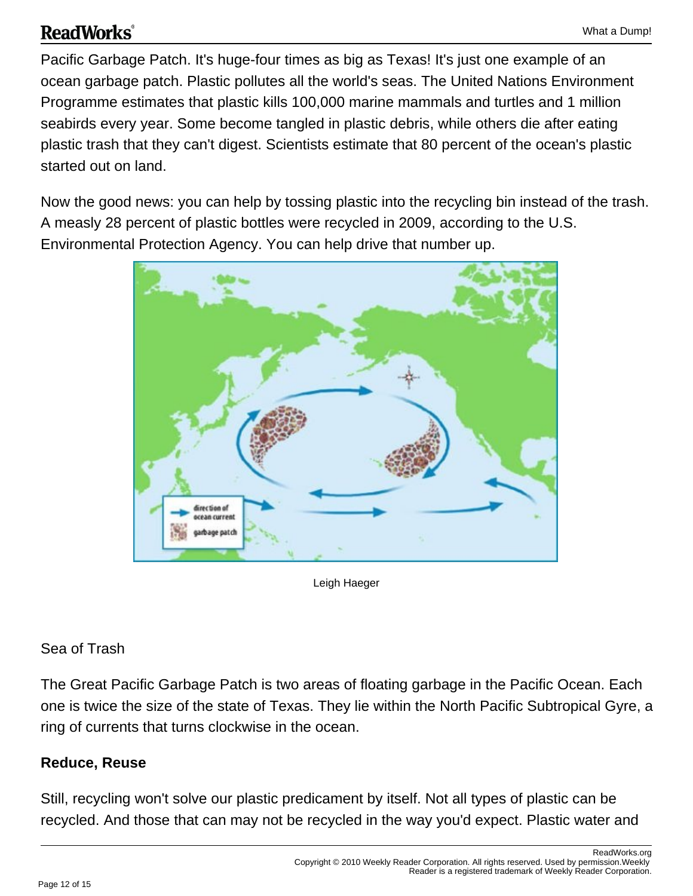Pacific Garbage Patch. It's huge-four times as big as Texas! It's just one example of an ocean garbage patch. Plastic pollutes all the world's seas. The United Nations Environment Programme estimates that plastic kills 100,000 marine mammals and turtles and 1 million seabirds every year. Some become tangled in plastic debris, while others die after eating plastic trash that they can't digest. Scientists estimate that 80 percent of the ocean's plastic started out on land.

Now the good news: you can help by tossing plastic into the recycling bin instead of the trash. A measly 28 percent of plastic bottles were recycled in 2009, according to the U.S. Environmental Protection Agency. You can help drive that number up.

Leigh Haeger

Sea of Trash

The Great Pacific Garbage Patch is two areas of floating garbage in the Pacific Ocean. Each one is twice the size of the state of Texas. They lie within the North Pacific Subtropical Gyre, a ring of currents that turns clockwise in the ocean.

**Reduce, Reuse**

Still, recycling won't solve our plastic predicament by itself. Not all types of plastic can be recycled. And those that can may not be recycled in the way you'd expect. Plastic water and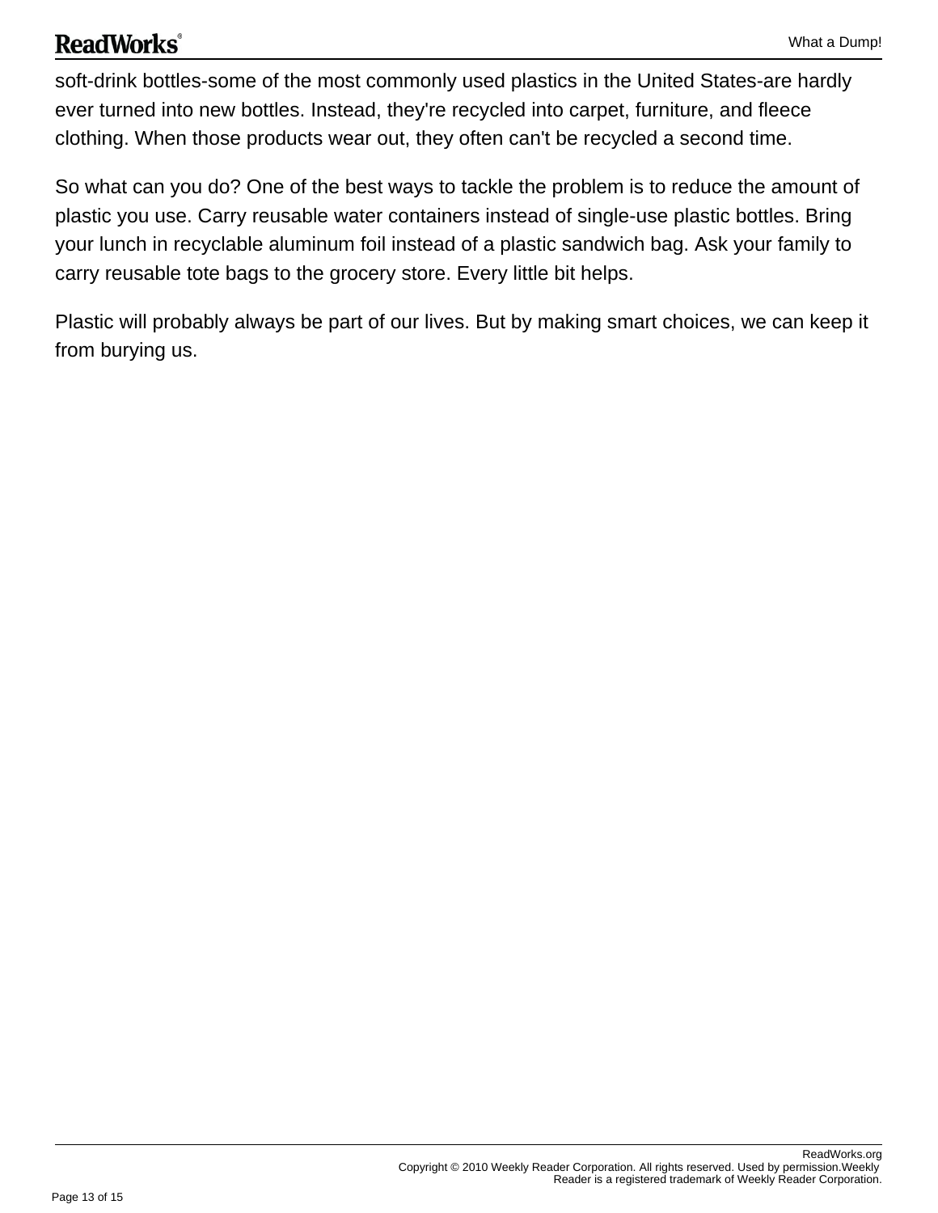soft-drink bottles-some of the most commonly used plastics in the United States-are hardly ever turned into new bottles. Instead, they're recycled into carpet, furniture, and fleece clothing. When those products wear out, they often can't be recycled a second time.

So what can you do? One of the best ways to tackle the problem is to reduce the amount of plastic you use. Carry reusable water containers instead of single-use plastic bottles. Bring your lunch in recyclable aluminum foil instead of a plastic sandwich bag. Ask your family to carry reusable tote bags to the grocery store. Every little bit helps.

Plastic will probably always be part of our lives. But by making smart choices, we can keep it from burying us.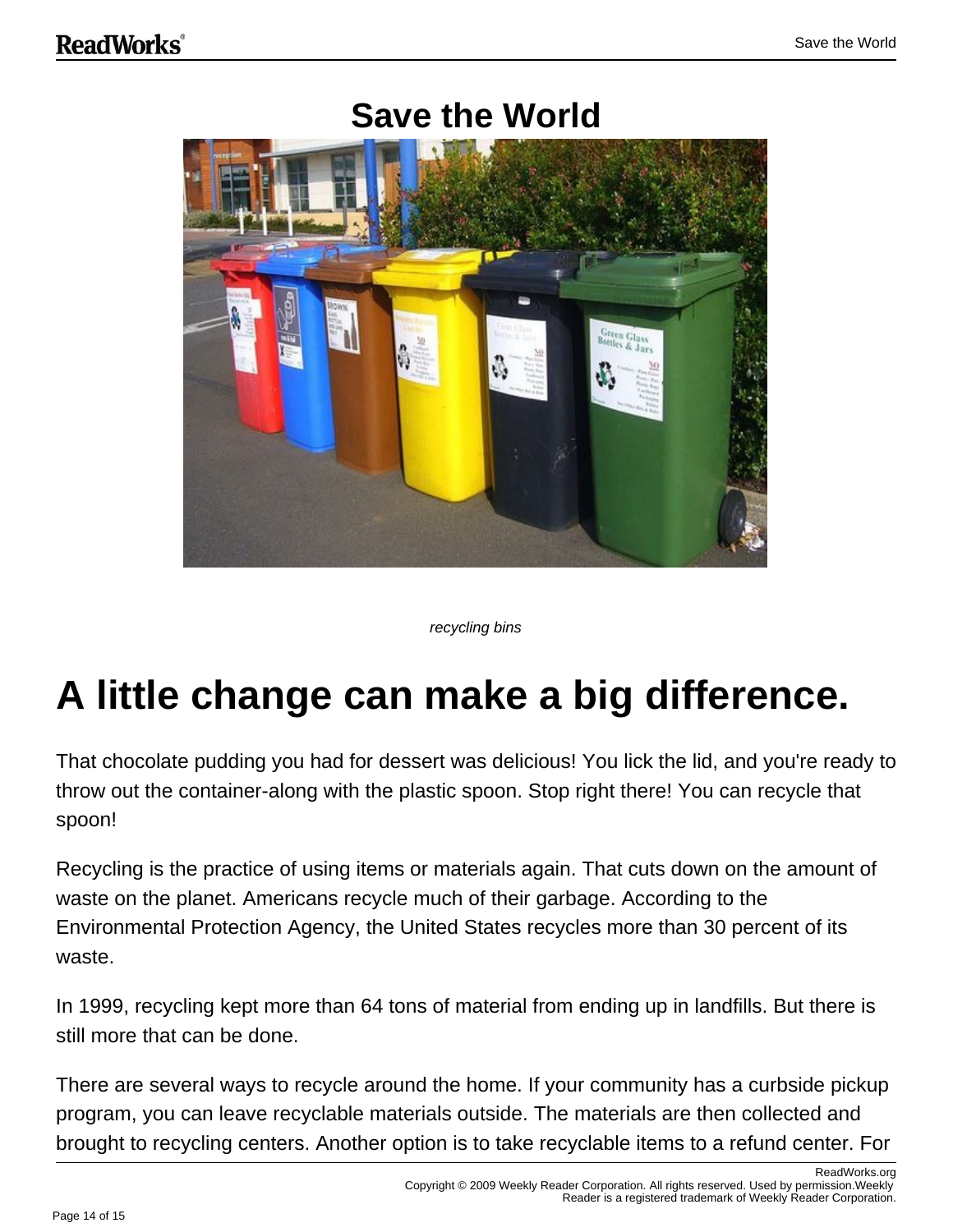# Save the World

*recycling bins*

## A little change can make a big difference.

That chocolate pudding you had for dessert was delicious! You lick the lid, and you're ready to throw out the container-along with the plastic spoon. Stop right there! You can recycle that spoon!

Recycling is the practice of using items or materials again. That cuts down on the amount of waste on the planet. Americans recycle much of their garbage. According to the Environmental Protection Agency, the United States recycles more than 30 percent of its waste.

In 1999, recycling kept more than 64 tons of material from ending up in landfills. But there is still more that can be done.

There are several ways to recycle around the home. If your community has a curbside pickup program, you can leave recyclable materials outside. The materials are then collected and brought to recycling centers. Another option is to take recyclable items to a refund center. For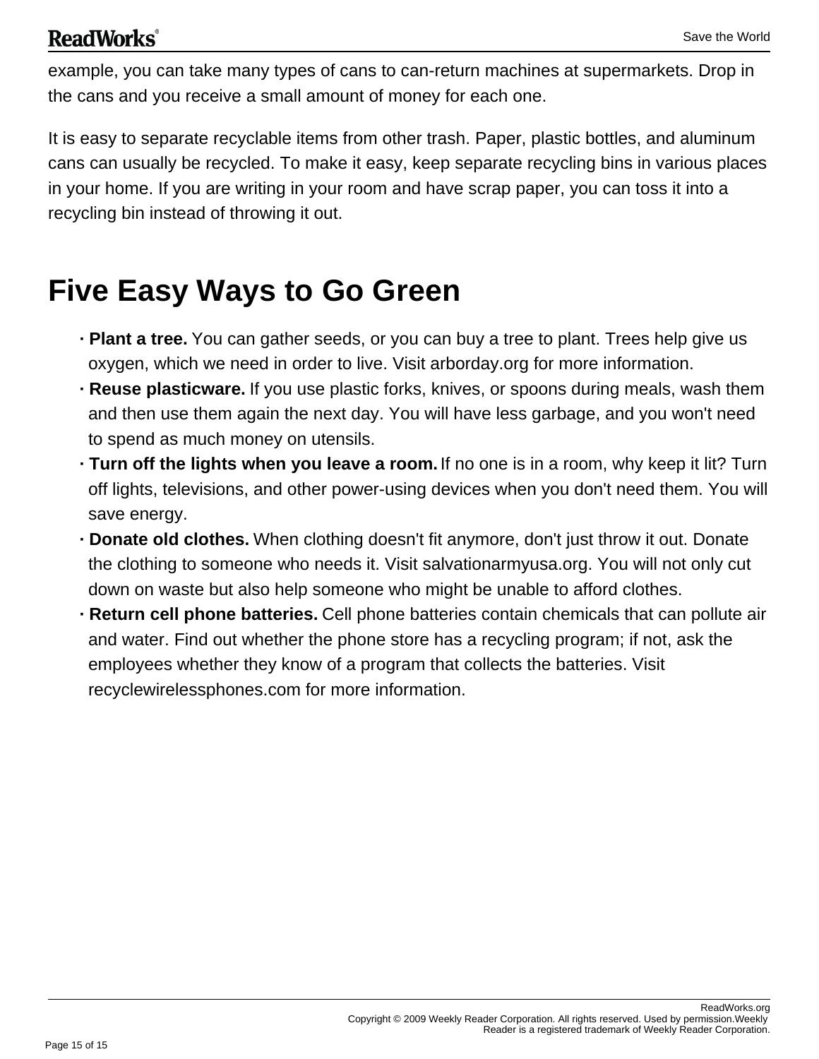example, you can take many types of cans to can-return machines at supermarkets. Drop in the cans and you receive a small amount of money for each one.

It is easy to separate recyclable items from other trash. Paper, plastic bottles, and aluminum cans can usually be recycled. To make it easy, keep separate recycling bins in various places in your home. If you are writing in your room and have scrap paper, you can toss it into a recycling bin instead of throwing it out.

# Five Easy Ways to Go Green

- **Plant a tree.** You can gather seeds, or you can buy a tree to plant. Trees help give us oxygen, which we need in order to live. Visit arborday.org for more information.
- **Reuse plasticware.** If you use plastic forks, knives, or spoons during meals, wash them and then use them again the next day. You will have less garbage, and you won't need to spend as much money on utensils.
- **Turn off the lights when you leave a room.** If no one is in a room, why keep it lit? Turn off lights, televisions, and other power-using devices when you don't need them. You will save energy.
- **Donate old clothes.** When clothing doesn't fit anymore, don't just throw it out. Donate the clothing to someone who needs it. Visit salvationarmyusa.org. You will not only cut down on waste but also help someone who might be unable to afford clothes.
- **Return cell phone batteries.** Cell phone batteries contain chemicals that can pollute air and water. Find out whether the phone store has a recycling program; if not, ask the employees whether they know of a program that collects the batteries. Visit recyclewirelessphones.com for more information.